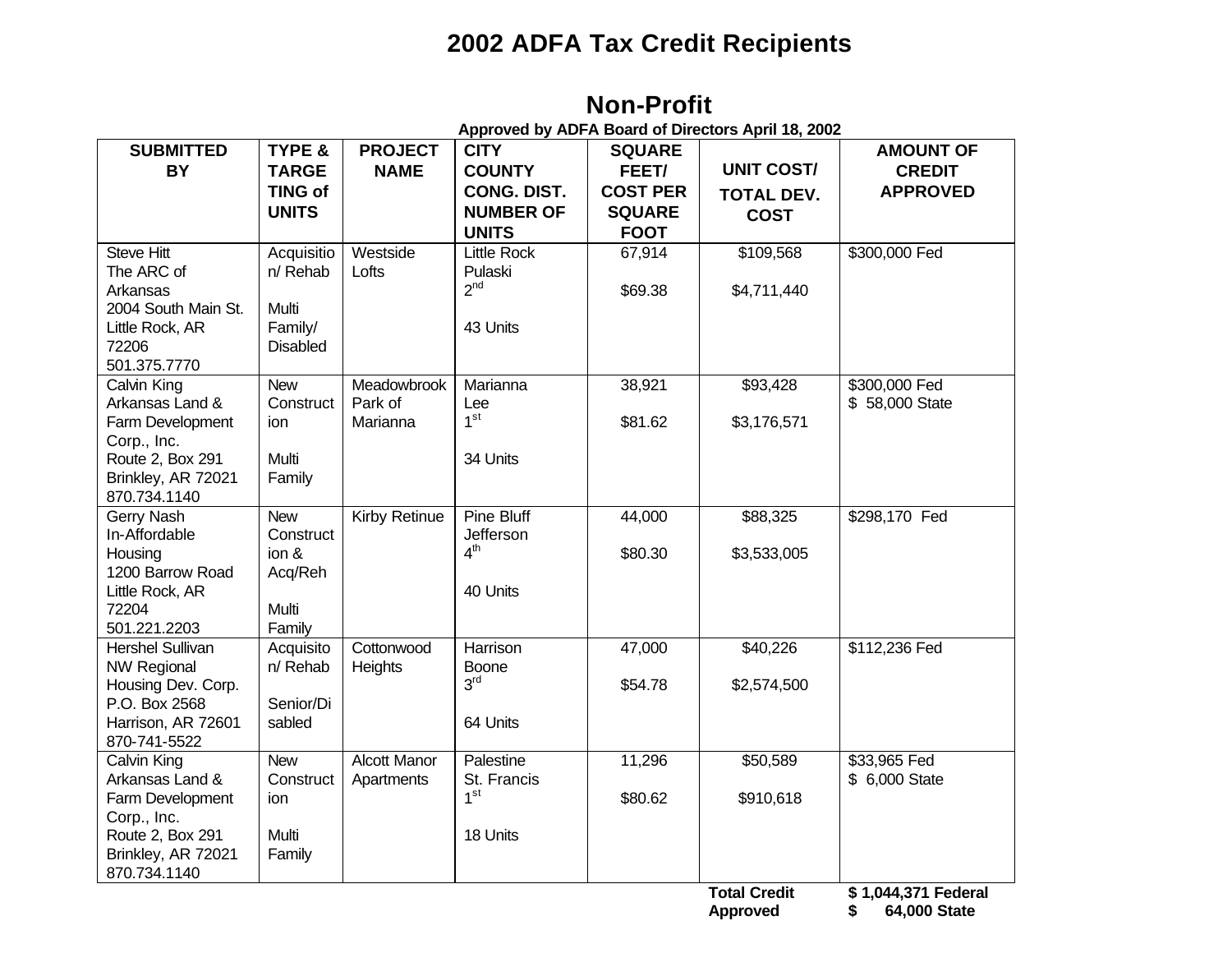# 2002 ADFA Tax Credit Recipients

## Non-Profit

**Approved by ADFA Board of Directors April 18, 2002**

| SUBMITTED BY | TYPE & TARGETING of UNITS | PROJECT NAME | CITY COUNTY CONG. DIST. NUMBER OF UNITS | SQUARE FEET/ COST PER SQUARE FOOT | UNIT COST/ TOTAL DEV. COST | AMOUNT OF CREDIT APPROVED |
|---|---|---|---|---|---|---|
| Steve Hitt<br>The ARC of Arkansas<br>2004 South Main St.<br>Little Rock, AR 72206<br>501.375.7770 | Acquisition/ Rehab<br><br>Multi Family/ Disabled | Westside Lofts | Little Rock<br>Pulaski<br>2nd<br><br>43 Units | 67,914<br><br>$69.38 | $109,568<br><br>$4,711,440 | $300,000 Fed |
| Calvin King<br>Arkansas Land & Farm Development Corp., Inc.<br>Route 2, Box 291<br>Brinkley, AR 72021<br>870.734.1140 | New Construction<br><br>Multi Family | Meadowbrook Park of Marianna | Marianna<br>Lee<br>1st<br><br>34 Units | 38,921<br><br>$81.62 | $93,428<br><br>$3,176,571 | $300,000 Fed<br>$ 58,000 State |
| Gerry Nash<br>In-Affordable Housing<br>1200 Barrow Road<br>Little Rock, AR 72204<br>501.221.2203 | New Construction & Acq/Reh<br><br>Multi Family | Kirby Retinue | Pine Bluff<br>Jefferson<br>4th<br><br>40 Units | 44,000<br><br>$80.30 | $88,325<br><br>$3,533,005 | $298,170 Fed |
| Hershel Sullivan<br>NW Regional Housing Dev. Corp.<br>P.O. Box 2568<br>Harrison, AR 72601<br>870-741-5522 | Acquisition/ Rehab<br><br>Senior/Disabled | Cottonwood Heights | Harrison<br>Boone<br>3rd<br><br>64 Units | 47,000<br><br>$54.78 | $40,226<br><br>$2,574,500 | $112,236 Fed |
| Calvin King<br>Arkansas Land & Farm Development Corp., Inc.<br>Route 2, Box 291<br>Brinkley, AR 72021<br>870.734.1140 | New Construction<br><br>Multi Family | Alcott Manor Apartments | Palestine<br>St. Francis<br>1st<br><br>18 Units | 11,296<br><br>$80.62 | $50,589<br><br>$910,618 | $33,965 Fed<br>$ 6,000 State |
| | | | | | **Total Credit Approved** | **$ 1,044,371 Federal**<br>**$ 64,000 State** |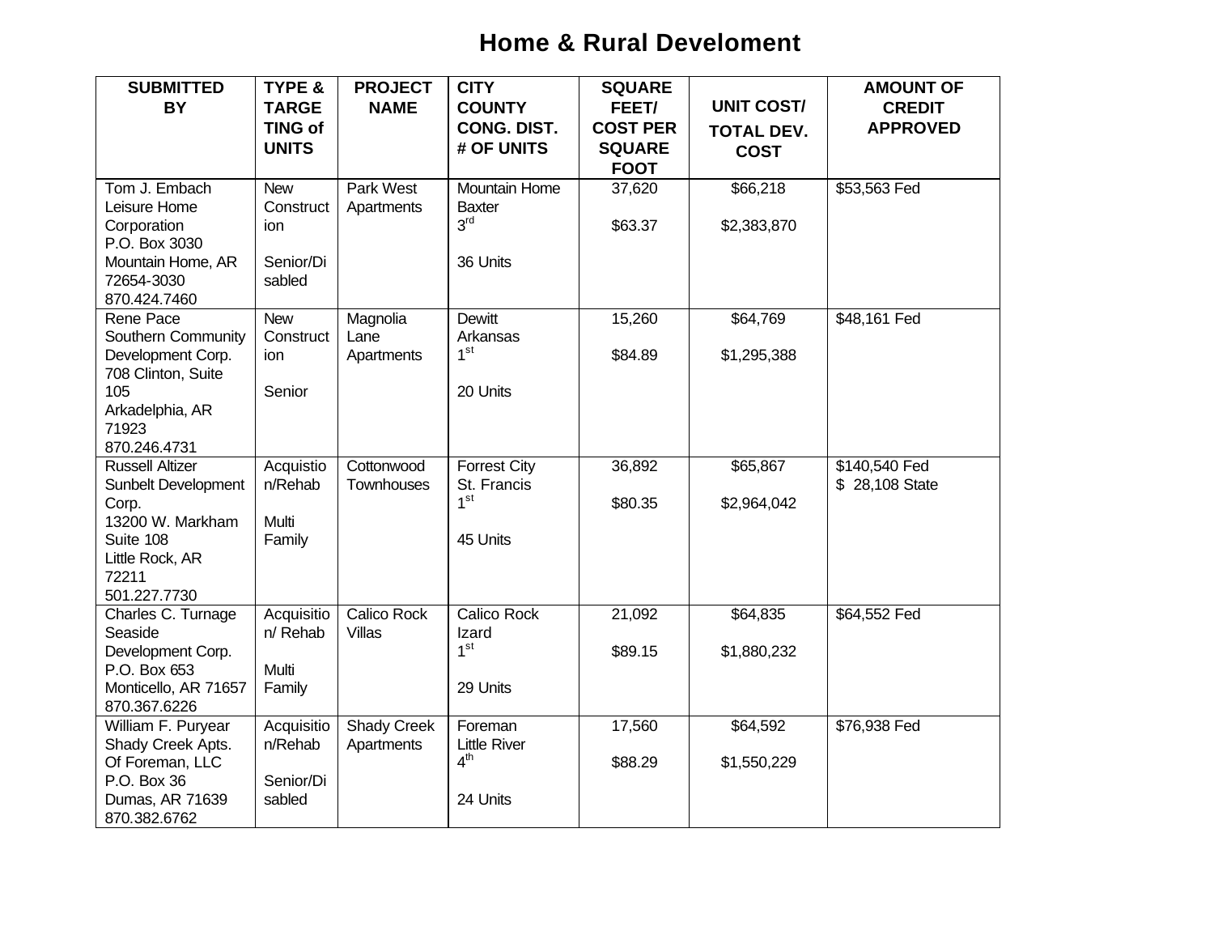# Home & Rural Develoment

| SUBMITTED BY | TYPE & TARGETING of UNITS | PROJECT NAME | CITY COUNTY CONG. DIST. # OF UNITS | SQUARE FEET/ COST PER SQUARE FOOT | UNIT COST/ TOTAL DEV. COST | AMOUNT OF CREDIT APPROVED |
|---|---|---|---|---|---|---|
| Tom J. Embach Leisure Home Corporation P.O. Box 3030 Mountain Home, AR 72654-3030 870.424.7460 | New Construction Senior/Disabled | Park West Apartments | Mountain Home Baxter 3rd 36 Units | 37,620 $63.37 | $66,218 $2,383,870 | $53,563 Fed |
| Rene Pace Southern Community Development Corp. 708 Clinton, Suite 105 Arkadelphia, AR 71923 870.246.4731 | New Construction Senior | Magnolia Lane Apartments | Dewitt Arkansas 1st 20 Units | 15,260 $84.89 | $64,769 $1,295,388 | $48,161 Fed |
| Russell Altizer Sunbelt Development Corp. 13200 W. Markham Suite 108 Little Rock, AR 72211 501.227.7730 | Acquistion/Rehab Multi Family | Cottonwood Townhouses | Forrest City St. Francis 1st 45 Units | 36,892 $80.35 | $65,867 $2,964,042 | $140,540 Fed $ 28,108 State |
| Charles C. Turnage Seaside Development Corp. P.O. Box 653 Monticello, AR 71657 870.367.6226 | Acquisition/ Rehab Multi Family | Calico Rock Villas | Calico Rock Izard 1st 29 Units | 21,092 $89.15 | $64,835 $1,880,232 | $64,552 Fed |
| William F. Puryear Shady Creek Apts. Of Foreman, LLC P.O. Box 36 Dumas, AR 71639 870.382.6762 | Acquisition/Rehab Senior/Disabled | Shady Creek Apartments | Foreman Little River 4th 24 Units | 17,560 $88.29 | $64,592 $1,550,229 | $76,938 Fed |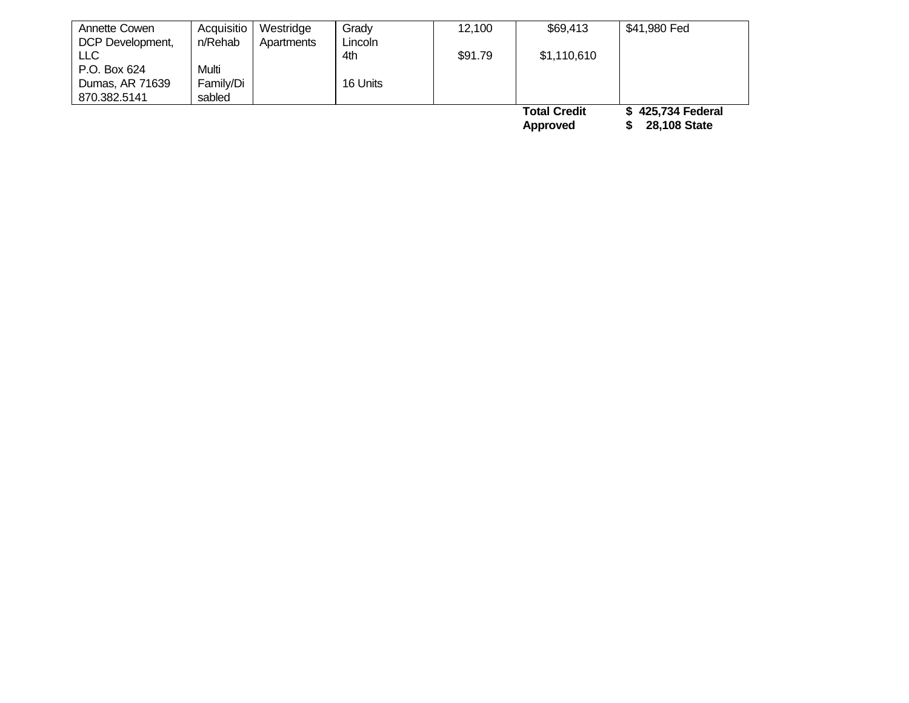| | | | | | | |
|---|---|---|---|---|---|---|
| Annette Cowen<br>DCP Development, LLC<br>P.O. Box 624<br>Dumas, AR 71639<br>870.382.5141 | Acquisition/Rehab<br><br>Multi Family/Disabled | Westridge Apartments | Grady<br>Lincoln<br>4th<br><br>16 Units | 12,100<br><br>$91.79 | $69,413<br><br>$1,110,610 | $41,980 Fed |
| | | | | | **Total Credit Approved** | **$ 425,734 Federal**<br>**$ 28,108 State** |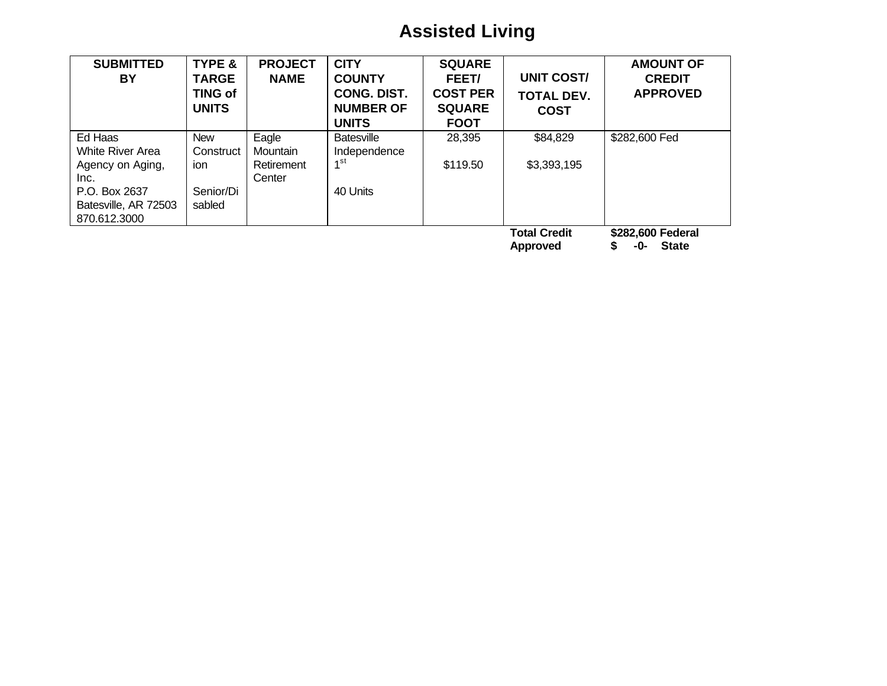# Assisted Living

| SUBMITTED BY | TYPE & TARGETING of UNITS | PROJECT NAME | CITY COUNTY CONG. DIST. NUMBER OF UNITS | SQUARE FEET/ COST PER SQUARE FOOT | UNIT COST/ TOTAL DEV. COST | AMOUNT OF CREDIT APPROVED |
|---|---|---|---|---|---|---|
| Ed Haas<br>White River Area Agency on Aging, Inc.<br>P.O. Box 2637<br>Batesville, AR 72503<br>870.612.3000 | New Construction<br><br>Senior/Disabled | Eagle Mountain Retirement Center | Batesville<br>Independence<br>1st<br><br>40 Units | 28,395<br><br>$119.50 | $84,829<br><br>$3,393,195 | $282,600 Fed |
| | | | | | **Total Credit Approved** | **$282,600 Federal**<br>**$ -0- State** |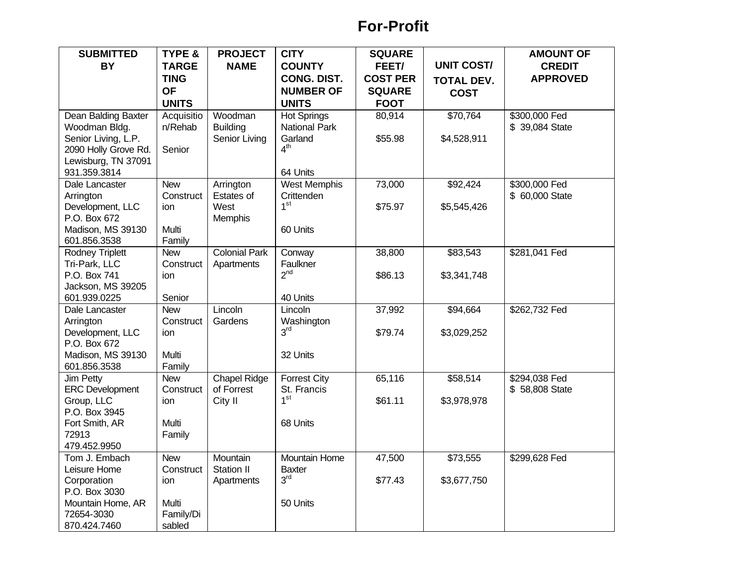# For-Profit

| SUBMITTED BY | TYPE & TARGETING OF UNITS | PROJECT NAME | CITY COUNTY CONG. DIST. NUMBER OF UNITS | SQUARE FEET/ COST PER SQUARE FOOT | UNIT COST/ TOTAL DEV. COST | AMOUNT OF CREDIT APPROVED |
|---|---|---|---|---|---|---|
| Dean Balding Baxter Woodman Bldg. Senior Living, L.P. 2090 Holly Grove Rd. Lewisburg, TN 37091 931.359.3814 | Acquisition/Rehab<br><br>Senior | Woodman Building Senior Living | Hot Springs National Park Garland 4th<br><br>64 Units | 80,914<br><br>$55.98 | $70,764<br><br>$4,528,911 | $300,000 Fed<br>$ 39,084 State |
| Dale Lancaster Arrington Development, LLC P.O. Box 672 Madison, MS 39130 601.856.3538 | New Construction<br><br>Multi Family | Arrington Estates of West Memphis | West Memphis Crittenden 1st<br><br>60 Units | 73,000<br><br>$75.97 | $92,424<br><br>$5,545,426 | $300,000 Fed<br>$ 60,000 State |
| Rodney Triplett Tri-Park, LLC P.O. Box 741 Jackson, MS 39205 601.939.0225 | New Construction<br><br>Senior | Colonial Park Apartments | Conway Faulkner 2nd<br><br>40 Units | 38,800<br><br>$86.13 | $83,543<br><br>$3,341,748 | $281,041 Fed |
| Dale Lancaster Arrington Development, LLC P.O. Box 672 Madison, MS 39130 601.856.3538 | New Construction<br><br>Multi Family | Lincoln Gardens | Lincoln Washington 3rd<br><br>32 Units | 37,992<br><br>$79.74 | $94,664<br><br>$3,029,252 | $262,732 Fed |
| Jim Petty ERC Development Group, LLC P.O. Box 3945 Fort Smith, AR 72913 479.452.9950 | New Construction<br><br>Multi Family | Chapel Ridge of Forrest City II | Forrest City St. Francis 1st<br><br>68 Units | 65,116<br><br>$61.11 | $58,514<br><br>$3,978,978 | $294,038 Fed<br>$ 58,808 State |
| Tom J. Embach Leisure Home Corporation P.O. Box 3030 Mountain Home, AR 72654-3030 870.424.7460 | New Construction<br><br>Multi Family/Disabled | Mountain Station II Apartments | Mountain Home Baxter 3rd<br><br>50 Units | 47,500<br><br>$77.43 | $73,555<br><br>$3,677,750 | $299,628 Fed |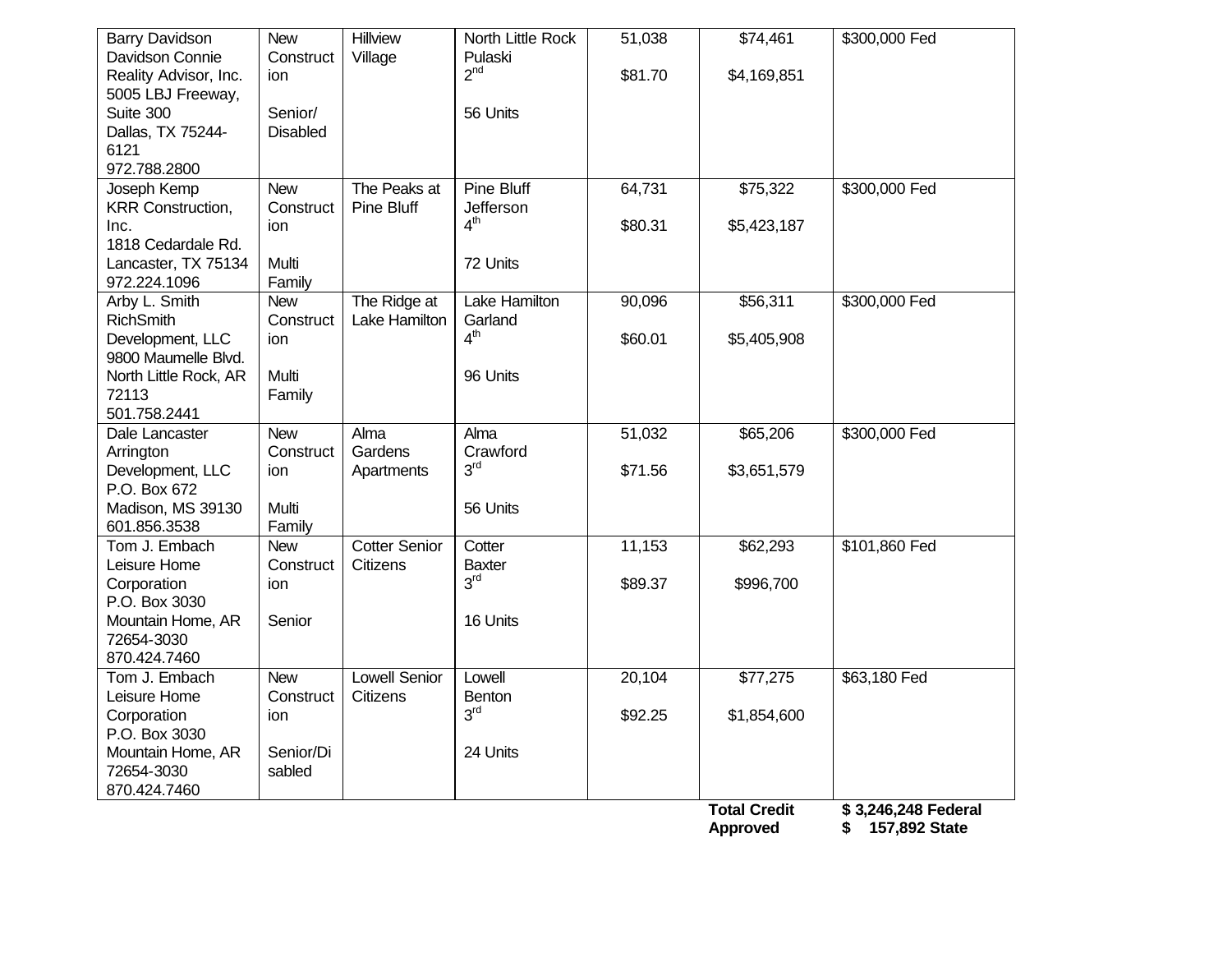| | | | | | | |
|---|---|---|---|---|---|---|
| Barry Davidson<br>Davidson Connie Reality Advisor, Inc.<br>5005 LBJ Freeway, Suite 300<br>Dallas, TX 75244-6121<br>972.788.2800 | New Construction<br><br>Senior/ Disabled | Hillview Village | North Little Rock<br>Pulaski<br>2nd<br><br>56 Units | 51,038<br><br>$81.70 | $74,461<br><br>$4,169,851 | $300,000 Fed |
| Joseph Kemp<br>KRR Construction, Inc.<br>1818 Cedardale Rd.<br>Lancaster, TX 75134<br>972.224.1096 | New Construction<br><br>Multi Family | The Peaks at Pine Bluff | Pine Bluff<br>Jefferson<br>4th<br><br>72 Units | 64,731<br><br>$80.31 | $75,322<br><br>$5,423,187 | $300,000 Fed |
| Arby L. Smith<br>RichSmith Development, LLC<br>9800 Maumelle Blvd.<br>North Little Rock, AR 72113<br>501.758.2441 | New Construction<br><br>Multi Family | The Ridge at Lake Hamilton | Lake Hamilton<br>Garland<br>4th<br><br>96 Units | 90,096<br><br>$60.01 | $56,311<br><br>$5,405,908 | $300,000 Fed |
| Dale Lancaster<br>Arrington Development, LLC<br>P.O. Box 672<br>Madison, MS 39130<br>601.856.3538 | New Construction<br><br>Multi Family | Alma Gardens Apartments | Alma<br>Crawford<br>3rd<br><br>56 Units | 51,032<br><br>$71.56 | $65,206<br><br>$3,651,579 | $300,000 Fed |
| Tom J. Embach<br>Leisure Home Corporation<br>P.O. Box 3030<br>Mountain Home, AR 72654-3030<br>870.424.7460 | New Construction<br><br>Senior | Cotter Senior Citizens | Cotter<br>Baxter<br>3rd<br><br>16 Units | 11,153<br><br>$89.37 | $62,293<br><br>$996,700 | $101,860 Fed |
| Tom J. Embach<br>Leisure Home Corporation<br>P.O. Box 3030<br>Mountain Home, AR 72654-3030<br>870.424.7460 | New Construction<br><br>Senior/Disabled | Lowell Senior Citizens | Lowell<br>Benton<br>3rd<br><br>24 Units | 20,104<br><br>$92.25 | $77,275<br><br>$1,854,600 | $63,180 Fed |
| | | | | | **Total Credit Approved** | **$ 3,246,248 Federal**<br>**$ 157,892 State** |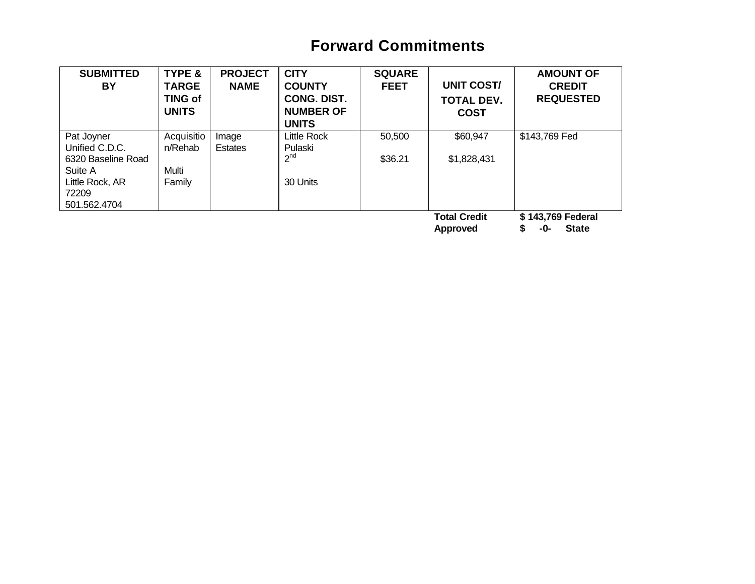# Forward Commitments

| SUBMITTED BY | TYPE & TARGETING of UNITS | PROJECT NAME | CITY COUNTY CONG. DIST. NUMBER OF UNITS | SQUARE FEET | UNIT COST/ TOTAL DEV. COST | AMOUNT OF CREDIT REQUESTED |
|---|---|---|---|---|---|---|
| Pat Joyner<br>Unified C.D.C.<br>6320 Baseline Road<br>Suite A<br>Little Rock, AR<br>72209<br>501.562.4704 | Acquisition/Rehab<br><br>Multi Family | Image Estates | Little Rock<br>Pulaski<br>2nd<br><br>30 Units | 50,500<br><br>$36.21 | $60,947<br><br>$1,828,431 | $143,769 Fed |
| | | | | | **Total Credit Approved** | **$ 143,769 Federal**<br>**$ -0- State** |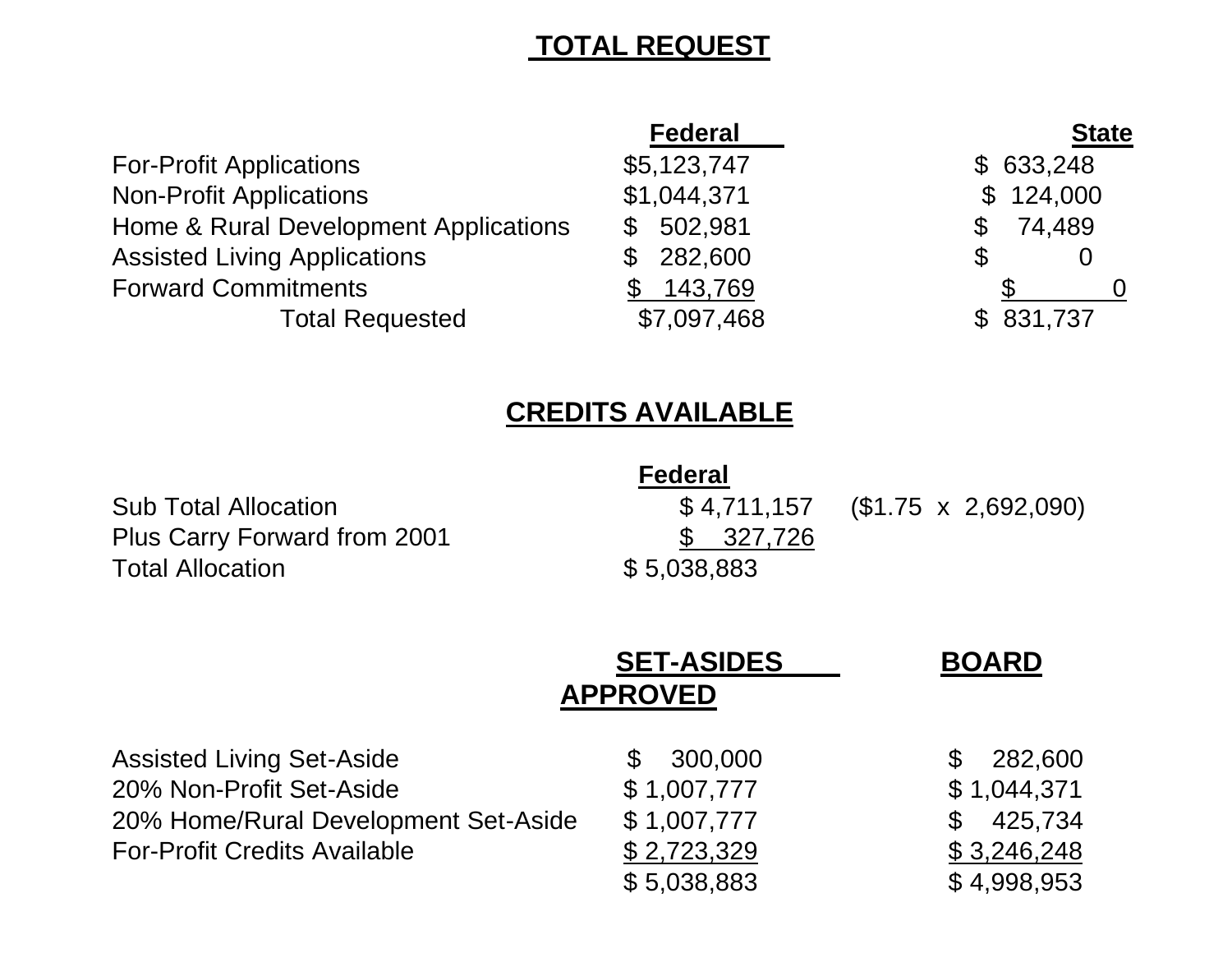## TOTAL REQUEST

| | Federal | State |
|---|---|---|
| For-Profit Applications | $5,123,747 | $ 633,248 |
| Non-Profit Applications | $1,044,371 | $ 124,000 |
| Home & Rural Development Applications | $ 502,981 | $ 74,489 |
| Assisted Living Applications | $ 282,600 | $ 0 |
| Forward Commitments | $ 143,769 | $ 0 |
| Total Requested | $7,097,468 | $ 831,737 |

## CREDITS AVAILABLE

| | Federal | |
|---|---|---|
| Sub Total Allocation | $ 4,711,157 | ($1.75 x 2,692,090) |
| Plus Carry Forward from 2001 | $ 327,726 | |
| Total Allocation | $ 5,038,883 | |

| | SET-ASIDES | BOARD APPROVED |
|---|---|---|
| Assisted Living Set-Aside | $ 300,000 | $ 282,600 |
| 20% Non-Profit Set-Aside | $ 1,007,777 | $ 1,044,371 |
| 20% Home/Rural Development Set-Aside | $ 1,007,777 | $ 425,734 |
| For-Profit Credits Available | $ 2,723,329 | $ 3,246,248 |
| | $ 5,038,883 | $ 4,998,953 |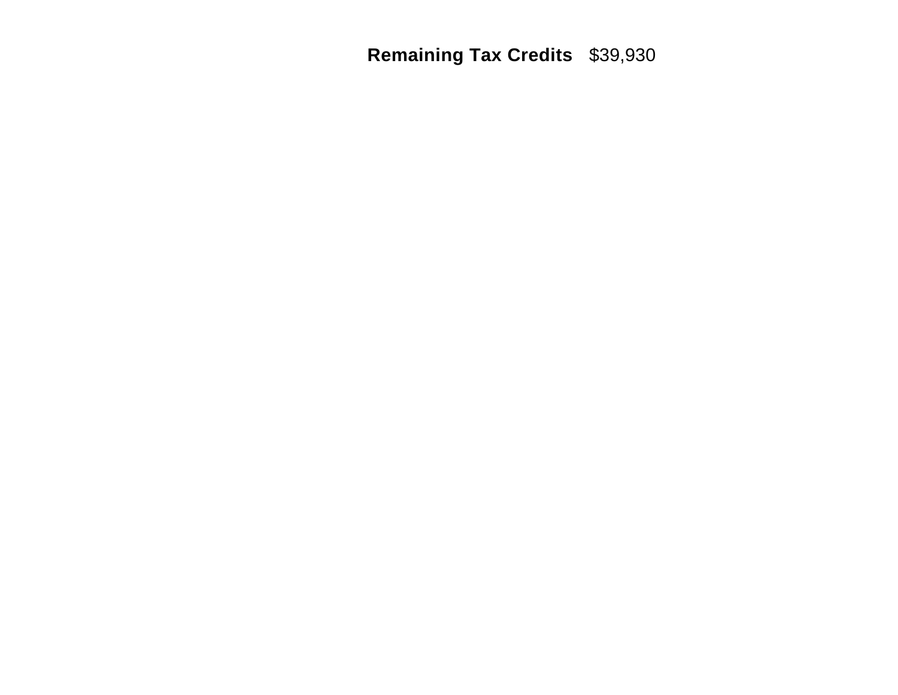**Remaining Tax Credits** $39,930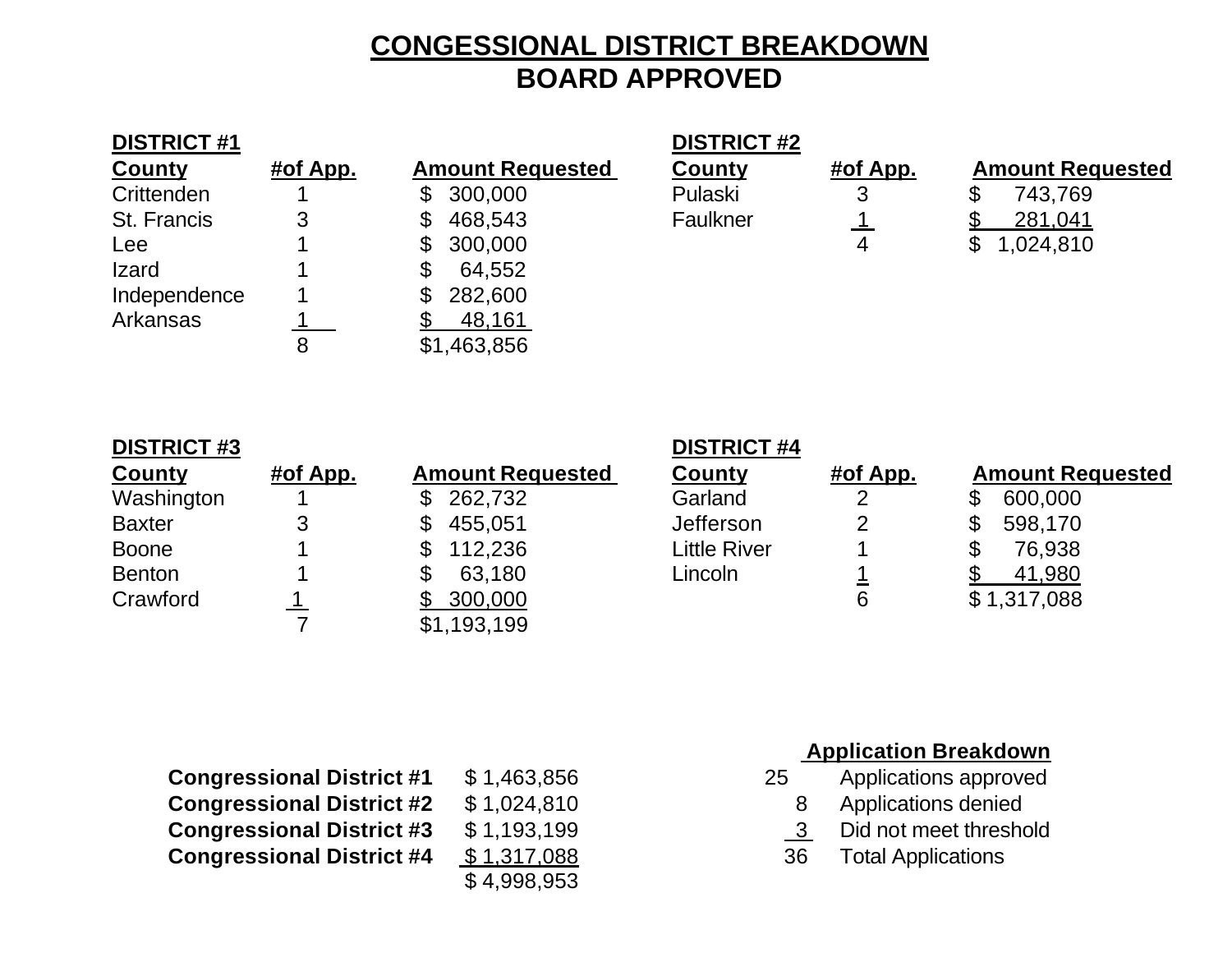# CONGESSIONAL DISTRICT BREAKDOWN
## BOARD APPROVED

**DISTRICT #1**

| County | #of App. | Amount Requested |
|---|---|---|
| Crittenden | 1 | $ 300,000 |
| St. Francis | 3 | $ 468,543 |
| Lee | 1 | $ 300,000 |
| Izard | 1 | $ 64,552 |
| Independence | 1 | $ 282,600 |
| Arkansas | 1 | $ 48,161 |
| | 8 | $1,463,856 |

**DISTRICT #2**

| County | #of App. | Amount Requested |
|---|---|---|
| Pulaski | 3 | $ 743,769 |
| Faulkner | 1 | $ 281,041 |
| | 4 | $ 1,024,810 |

**DISTRICT #3**

| County | #of App. | Amount Requested |
|---|---|---|
| Washington | 1 | $ 262,732 |
| Baxter | 3 | $ 455,051 |
| Boone | 1 | $ 112,236 |
| Benton | 1 | $ 63,180 |
| Crawford | 1 | $ 300,000 |
| | 7 | $1,193,199 |

**DISTRICT #4**

| County | #of App. | Amount Requested |
|---|---|---|
| Garland | 2 | $ 600,000 |
| Jefferson | 2 | $ 598,170 |
| Little River | 1 | $ 76,938 |
| Lincoln | 1 | $ 41,980 |
| | 6 | $ 1,317,088 |

| | |
|---|---|
| **Congressional District #1** | $ 1,463,856 |
| **Congressional District #2** | $ 1,024,810 |
| **Congressional District #3** | $ 1,193,199 |
| **Congressional District #4** | $ 1,317,088 |
| | $ 4,998,953 |

**Application Breakdown**

| | |
|---|---|
| 25 | Applications approved |
| 8 | Applications denied |
| 3 | Did not meet threshold |
| 36 | Total Applications |